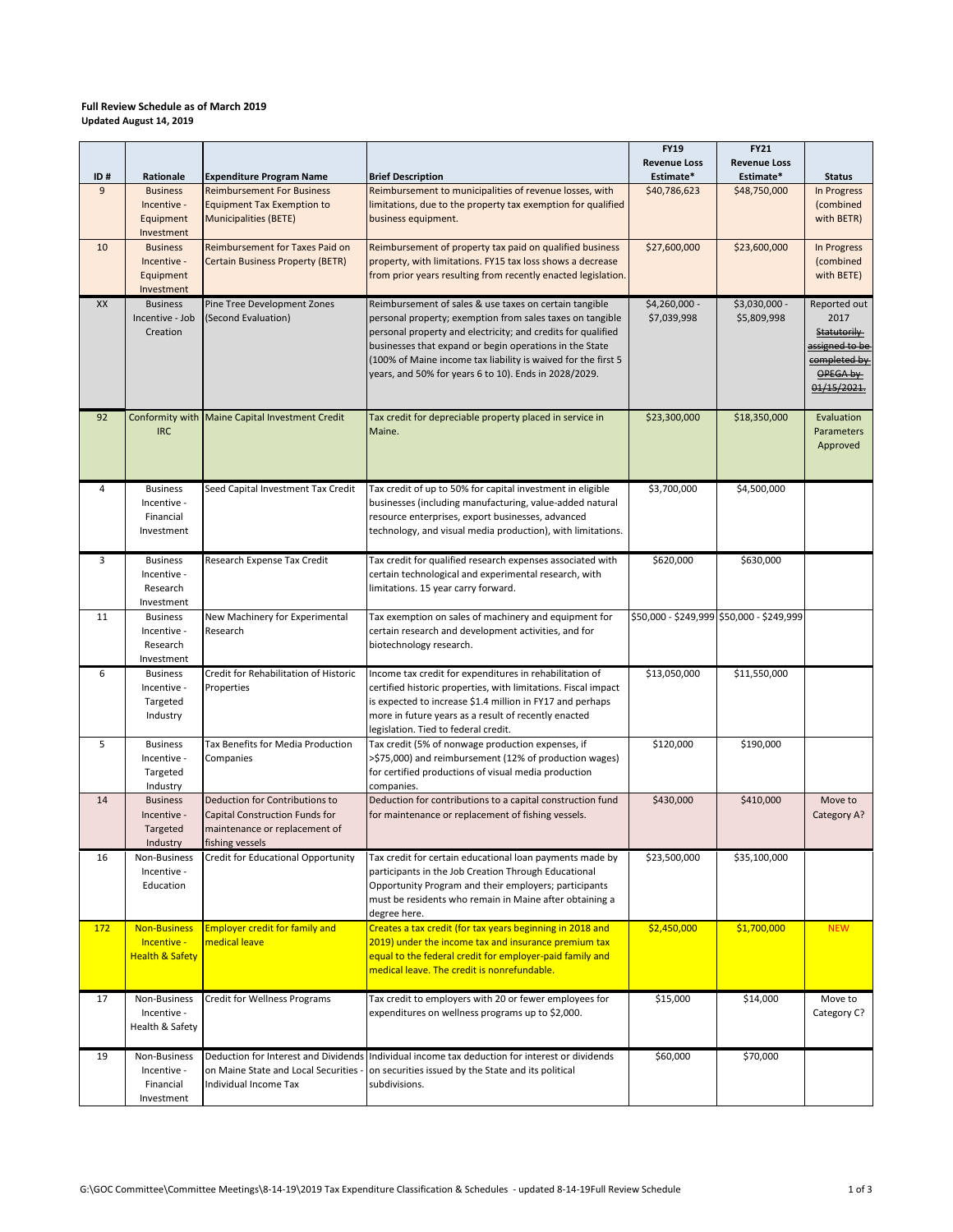**Full Review Schedule as of March 2019**
**Updated August 14, 2019**

| ID # | Rationale | Expenditure Program Name | Brief Description | FY19 Revenue Loss Estimate* | FY21 Revenue Loss Estimate* | Status |
|---|---|---|---|---|---|---|
| 9 | Business Incentive - Equipment Investment | Reimbursement For Business Equipment Tax Exemption to Municipalities (BETE) | Reimbursement to municipalities of revenue losses, with limitations, due to the property tax exemption for qualified business equipment. | $40,786,623 | $48,750,000 | In Progress (combined with BETR) |
| 10 | Business Incentive - Equipment Investment | Reimbursement for Taxes Paid on Certain Business Property (BETR) | Reimbursement of property tax paid on qualified business property, with limitations. FY15 tax loss shows a decrease from prior years resulting from recently enacted legislation. | $27,600,000 | $23,600,000 | In Progress (combined with BETE) |
| XX | Business Incentive - Job Creation | Pine Tree Development Zones (Second Evaluation) | Reimbursement of sales & use taxes on certain tangible personal property; exemption from sales taxes on tangible personal property and electricity; and credits for qualified businesses that expand or begin operations in the State (100% of Maine income tax liability is waived for the first 5 years, and 50% for years 6 to 10). Ends in 2028/2029. | $4,260,000 - $7,039,998 | $3,030,000 - $5,809,998 | Reported out 2017 ~~Statutorily assigned to be completed by OPEGA by 01/15/2021.~~ |
| 92 | Conformity with IRC | Maine Capital Investment Credit | Tax credit for depreciable property placed in service in Maine. | $23,300,000 | $18,350,000 | Evaluation Parameters Approved |
| 4 | Business Incentive - Financial Investment | Seed Capital Investment Tax Credit | Tax credit of up to 50% for capital investment in eligible businesses (including manufacturing, value-added natural resource enterprises, export businesses, advanced technology, and visual media production), with limitations. | $3,700,000 | $4,500,000 | |
| 3 | Business Incentive - Research Investment | Research Expense Tax Credit | Tax credit for qualified research expenses associated with certain technological and experimental research, with limitations. 15 year carry forward. | $620,000 | $630,000 | |
| 11 | Business Incentive - Research Investment | New Machinery for Experimental Research | Tax exemption on sales of machinery and equipment for certain research and development activities, and for biotechnology research. | $50,000 - $249,999 | $50,000 - $249,999 | |
| 6 | Business Incentive - Targeted Industry | Credit for Rehabilitation of Historic Properties | Income tax credit for expenditures in rehabilitation of certified historic properties, with limitations. Fiscal impact is expected to increase $1.4 million in FY17 and perhaps more in future years as a result of recently enacted legislation. Tied to federal credit. | $13,050,000 | $11,550,000 | |
| 5 | Business Incentive - Targeted Industry | Tax Benefits for Media Production Companies | Tax credit (5% of nonwage production expenses, if >$75,000) and reimbursement (12% of production wages) for certified productions of visual media production companies. | $120,000 | $190,000 | |
| 14 | Business Incentive - Targeted Industry | Deduction for Contributions to Capital Construction Funds for maintenance or replacement of fishing vessels | Deduction for contributions to a capital construction fund for maintenance or replacement of fishing vessels. | $430,000 | $410,000 | Move to Category A? |
| 16 | Non-Business Incentive - Education | Credit for Educational Opportunity | Tax credit for certain educational loan payments made by participants in the Job Creation Through Educational Opportunity Program and their employers; participants must be residents who remain in Maine after obtaining a degree here. | $23,500,000 | $35,100,000 | |
| 172 | Non-Business Incentive - Health & Safety | Employer credit for family and medical leave | Creates a tax credit (for tax years beginning in 2018 and 2019) under the income tax and insurance premium tax equal to the federal credit for employer-paid family and medical leave. The credit is nonrefundable. | $2,450,000 | $1,700,000 | NEW |
| 17 | Non-Business Incentive - Health & Safety | Credit for Wellness Programs | Tax credit to employers with 20 or fewer employees for expenditures on wellness programs up to $2,000. | $15,000 | $14,000 | Move to Category C? |
| 19 | Non-Business Incentive - Financial Investment | Deduction for Interest and Dividends on Maine State and Local Securities - Individual Income Tax | Individual income tax deduction for interest or dividends on securities issued by the State and its political subdivisions. | $60,000 | $70,000 | |

G:\GOC Committee\Committee Meetings\8-14-19\2019 Tax Expenditure Classification & Schedules - updated 8-14-19Full Review Schedule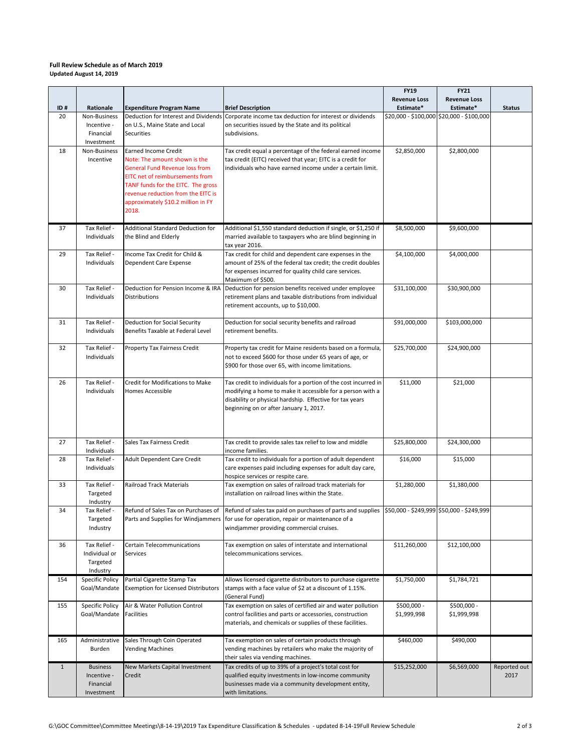**Full Review Schedule as of March 2019**
**Updated August 14, 2019**

| ID # | Rationale | Expenditure Program Name | Brief Description | FY19 Revenue Loss Estimate* | FY21 Revenue Loss Estimate* | Status |
|---|---|---|---|---|---|---|
| 20 | Non-Business Incentive - Financial Investment | Deduction for Interest and Dividends on U.S., Maine State and Local Securities | Corporate income tax deduction for interest or dividends on securities issued by the State and its political subdivisions. | $20,000 - $100,000 | $20,000 - $100,000 | |
| 18 | Non-Business Incentive | Earned Income Credit Note: The amount shown is the General Fund Revenue loss from EITC net of reimbursements from TANF funds for the EITC. The gross revenue reduction from the EITC is approximately $10.2 million in FY 2018. | Tax credit equal a percentage of the federal earned income tax credit (EITC) received that year; EITC is a credit for individuals who have earned income under a certain limit. | $2,850,000 | $2,800,000 | |
| 37 | Tax Relief - Individuals | Additional Standard Deduction for the Blind and Elderly | Additional $1,550 standard deduction if single, or $1,250 if married available to taxpayers who are blind beginning in tax year 2016. | $8,500,000 | $9,600,000 | |
| 29 | Tax Relief - Individuals | Income Tax Credit for Child & Dependent Care Expense | Tax credit for child and dependent care expenses in the amount of 25% of the federal tax credit; the credit doubles for expenses incurred for quality child care services. Maximum of $500. | $4,100,000 | $4,000,000 | |
| 30 | Tax Relief - Individuals | Deduction for Pension Income & IRA Distributions | Deduction for pension benefits received under employee retirement plans and taxable distributions from individual retirement accounts, up to $10,000. | $31,100,000 | $30,900,000 | |
| 31 | Tax Relief - Individuals | Deduction for Social Security Benefits Taxable at Federal Level | Deduction for social security benefits and railroad retirement benefits. | $91,000,000 | $103,000,000 | |
| 32 | Tax Relief - Individuals | Property Tax Fairness Credit | Property tax credit for Maine residents based on a formula, not to exceed $600 for those under 65 years of age, or $900 for those over 65, with income limitations. | $25,700,000 | $24,900,000 | |
| 26 | Tax Relief - Individuals | Credit for Modifications to Make Homes Accessible | Tax credit to individuals for a portion of the cost incurred in modifying a home to make it accessible for a person with a disability or physical hardship. Effective for tax years beginning on or after January 1, 2017. | $11,000 | $21,000 | |
| 27 | Tax Relief - Individuals | Sales Tax Fairness Credit | Tax credit to provide sales tax relief to low and middle income families. | $25,800,000 | $24,300,000 | |
| 28 | Tax Relief - Individuals | Adult Dependent Care Credit | Tax credit to individuals for a portion of adult dependent care expenses paid including expenses for adult day care, hospice services or respite care. | $16,000 | $15,000 | |
| 33 | Tax Relief - Targeted Industry | Railroad Track Materials | Tax exemption on sales of railroad track materials for installation on railroad lines within the State. | $1,280,000 | $1,380,000 | |
| 34 | Tax Relief - Targeted Industry | Refund of Sales Tax on Purchases of Parts and Supplies for Windjammers | Refund of sales tax paid on purchases of parts and supplies for use for operation, repair or maintenance of a windjammer providing commercial cruises. | $50,000 - $249,999 | $50,000 - $249,999 | |
| 36 | Tax Relief - Individual or Targeted Industry | Certain Telecommunications Services | Tax exemption on sales of interstate and international telecommunications services. | $11,260,000 | $12,100,000 | |
| 154 | Specific Policy Goal/Mandate | Partial Cigarette Stamp Tax Exemption for Licensed Distributors | Allows licensed cigarette distributors to purchase cigarette stamps with a face value of $2 at a discount of 1.15%. (General Fund) | $1,750,000 | $1,784,721 | |
| 155 | Specific Policy Goal/Mandate | Air & Water Pollution Control Facilities | Tax exemption on sales of certified air and water pollution control facilities and parts or accessories, construction materials, and chemicals or supplies of these facilities. | $500,000 - $1,999,998 | $500,000 - $1,999,998 | |
| 165 | Administrative Burden | Sales Through Coin Operated Vending Machines | Tax exemption on sales of certain products through vending machines by retailers who make the majority of their sales via vending machines. | $460,000 | $490,000 | |
| 1 | Business Incentive - Financial Investment | New Markets Capital Investment Credit | Tax credits of up to 39% of a project's total cost for qualified equity investments in low-income community businesses made via a community development entity, with limitations. | $15,252,000 | $6,569,000 | Reported out 2017 |

G:\GOC Committee\Committee Meetings\8-14-19\2019 Tax Expenditure Classification & Schedules - updated 8-14-19Full Review Schedule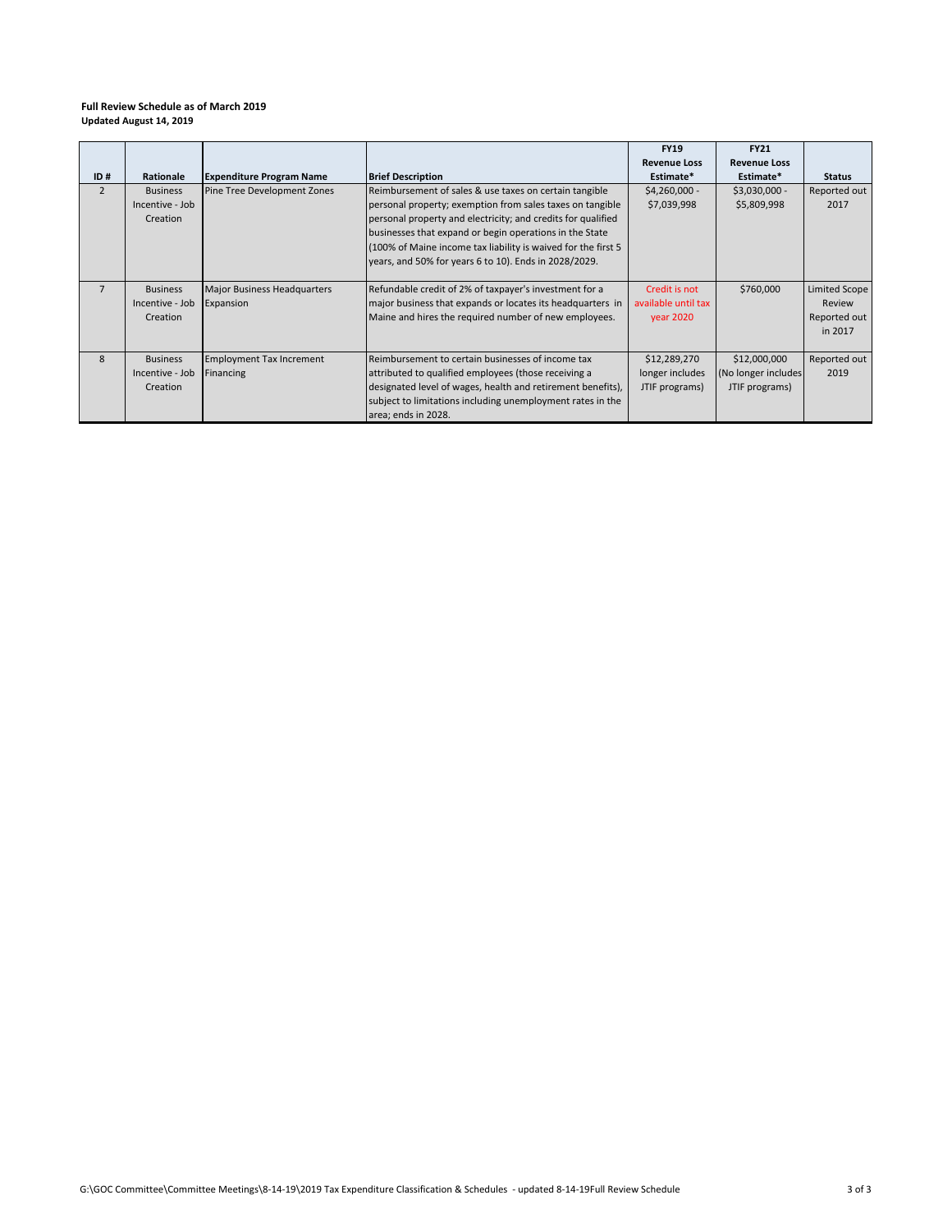**Full Review Schedule as of March 2019**
**Updated August 14, 2019**

| ID # | Rationale | Expenditure Program Name | Brief Description | FY19 Revenue Loss Estimate* | FY21 Revenue Loss Estimate* | Status |
|---|---|---|---|---|---|---|
| 2 | Business Incentive - Job Creation | Pine Tree Development Zones | Reimbursement of sales & use taxes on certain tangible personal property; exemption from sales taxes on tangible personal property and electricity; and credits for qualified businesses that expand or begin operations in the State (100% of Maine income tax liability is waived for the first 5 years, and 50% for years 6 to 10). Ends in 2028/2029. | $4,260,000 - $7,039,998 | $3,030,000 - $5,809,998 | Reported out 2017 |
| 7 | Business Incentive - Job Creation | Major Business Headquarters Expansion | Refundable credit of 2% of taxpayer's investment for a major business that expands or locates its headquarters in Maine and hires the required number of new employees. | Credit is not available until tax year 2020 | $760,000 | Limited Scope Review Reported out in 2017 |
| 8 | Business Incentive - Job Creation | Employment Tax Increment Financing | Reimbursement to certain businesses of income tax attributed to qualified employees (those receiving a designated level of wages, health and retirement benefits), subject to limitations including unemployment rates in the area; ends in 2028. | $12,289,270 longer includes JTIF programs) | $12,000,000 (No longer includes JTIF programs) | Reported out 2019 |

G:\GOC Committee\Committee Meetings\8-14-19\2019 Tax Expenditure Classification & Schedules - updated 8-14-19Full Review Schedule